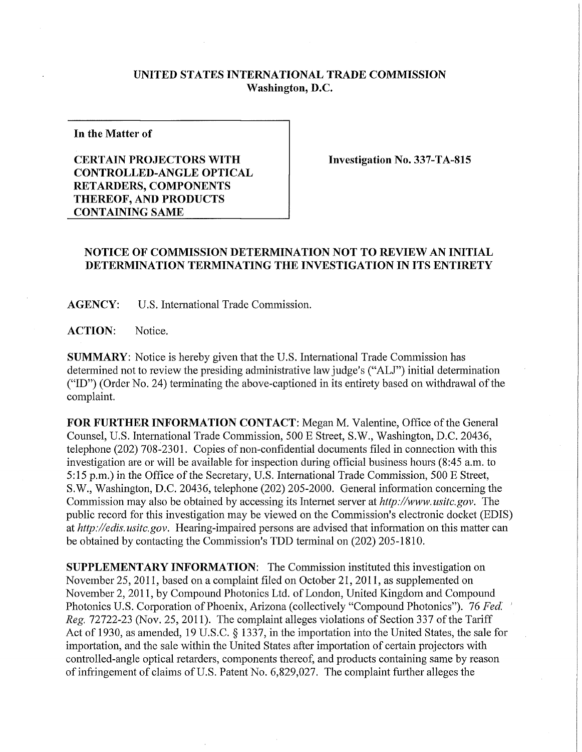# UNITED STATES INTERNATIONAL TRADE COMMISSION
## Washington, D.C.

**In the Matter of**

**CERTAIN PROJECTORS WITH CONTROLLED-ANGLE OPTICAL RETARDERS, COMPONENTS THEREOF, AND PRODUCTS CONTAINING SAME**

**Investigation No. 337-TA-815**

## NOTICE OF COMMISSION DETERMINATION NOT TO REVIEW AN INITIAL DETERMINATION TERMINATING THE INVESTIGATION IN ITS ENTIRETY

**AGENCY:** U.S. International Trade Commission.

**ACTION:** Notice.

**SUMMARY:** Notice is hereby given that the U.S. International Trade Commission has determined not to review the presiding administrative law judge's ("ALJ") initial determination ("ID") (Order No. 24) terminating the above-captioned in its entirety based on withdrawal of the complaint.

**FOR FURTHER INFORMATION CONTACT:** Megan M. Valentine, Office of the General Counsel, U.S. International Trade Commission, 500 E Street, S.W., Washington, D.C. 20436, telephone (202) 708-2301. Copies of non-confidential documents filed in connection with this investigation are or will be available for inspection during official business hours (8:45 a.m. to 5:15 p.m.) in the Office of the Secretary, U.S. International Trade Commission, 500 E Street, S.W., Washington, D.C. 20436, telephone (202) 205-2000. General information concerning the Commission may also be obtained by accessing its Internet server at *http://www.usitc.gov*. The public record for this investigation may be viewed on the Commission's electronic docket (EDIS) at *http://edis.usitc.gov*. Hearing-impaired persons are advised that information on this matter can be obtained by contacting the Commission's TDD terminal on (202) 205-1810.

**SUPPLEMENTARY INFORMATION:** The Commission instituted this investigation on November 25, 2011, based on a complaint filed on October 21, 2011, as supplemented on November 2, 2011, by Compound Photonics Ltd. of London, United Kingdom and Compound Photonics U.S. Corporation of Phoenix, Arizona (collectively "Compound Photonics"). 76 *Fed. Reg.* 72722-23 (Nov. 25, 2011). The complaint alleges violations of Section 337 of the Tariff Act of 1930, as amended, 19 U.S.C. § 1337, in the importation into the United States, the sale for importation, and the sale within the United States after importation of certain projectors with controlled-angle optical retarders, components thereof, and products containing same by reason of infringement of claims of U.S. Patent No. 6,829,027. The complaint further alleges the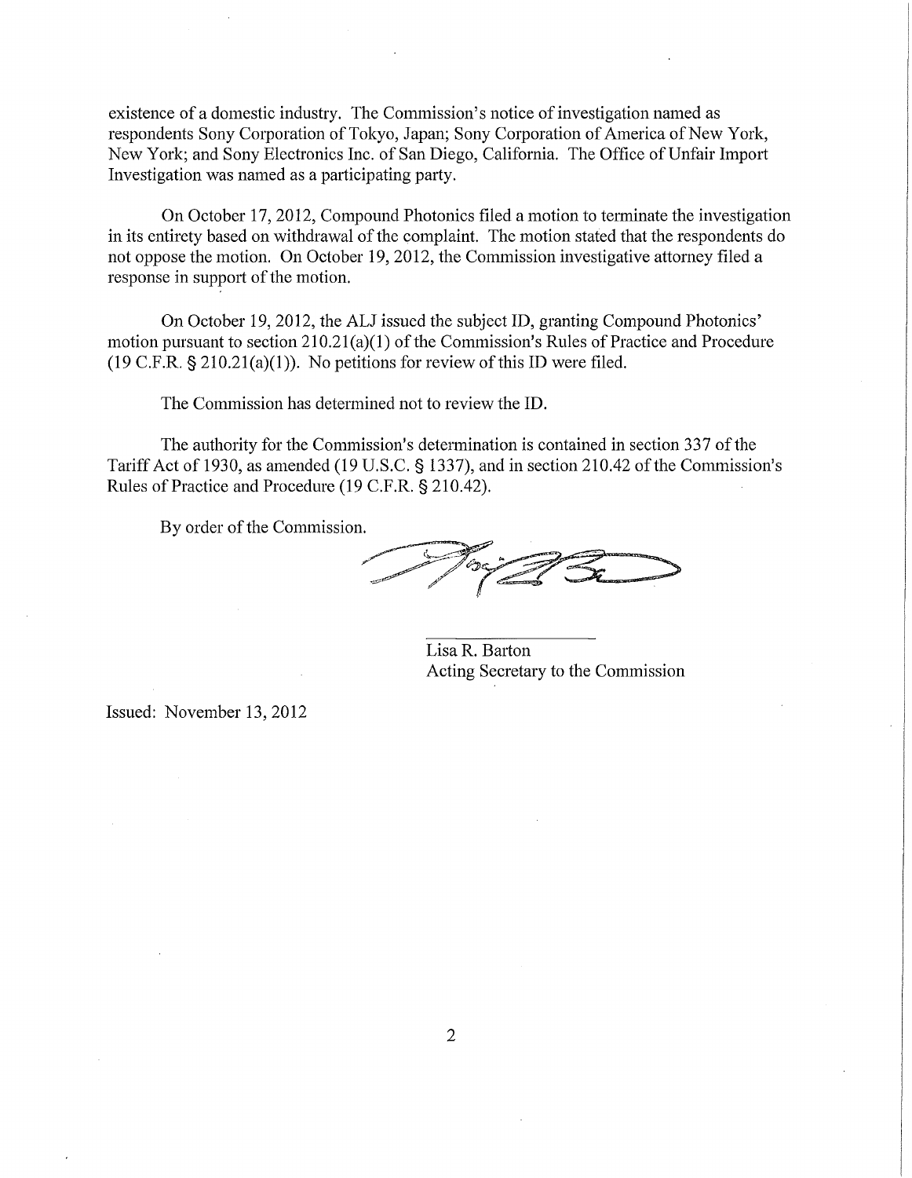existence of a domestic industry. The Commission's notice of investigation named as respondents Sony Corporation of Tokyo, Japan; Sony Corporation of America of New York, New York; and Sony Electronics Inc. of San Diego, California. The Office of Unfair Import Investigation was named as a participating party.

On October 17, 2012, Compound Photonics filed a motion to terminate the investigation in its entirety based on withdrawal of the complaint. The motion stated that the respondents do not oppose the motion. On October 19, 2012, the Commission investigative attorney filed a response in support of the motion.

On October 19, 2012, the ALJ issued the subject ID, granting Compound Photonics' motion pursuant to section 210.21(a)(1) of the Commission's Rules of Practice and Procedure (19 C.F.R. § 210.21(a)(1)). No petitions for review of this ID were filed.

The Commission has determined not to review the ID.

The authority for the Commission's determination is contained in section 337 of the Tariff Act of 1930, as amended (19 U.S.C. § 1337), and in section 210.42 of the Commission's Rules of Practice and Procedure (19 C.F.R. § 210.42).

By order of the Commission.

Lisa R. Barton
Acting Secretary to the Commission

Issued: November 13, 2012